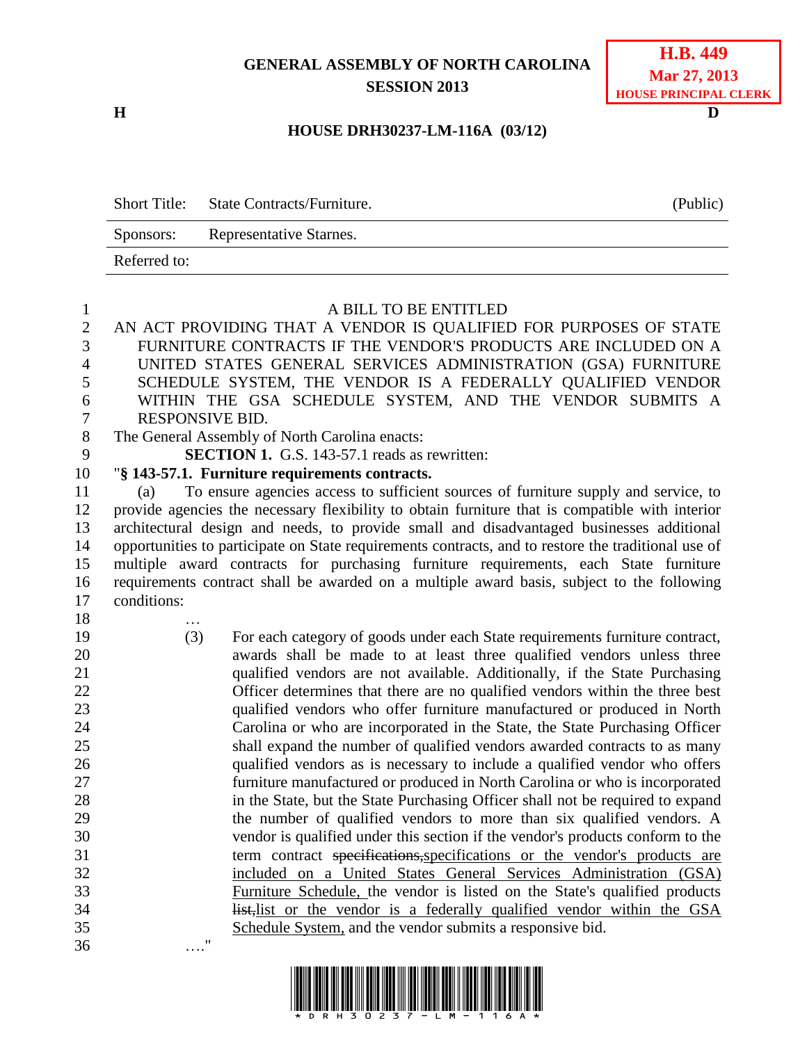**GENERAL ASSEMBLY OF NORTH CAROLINA**
**SESSION 2013**

**H.B. 449**
**Mar 27, 2013**
**HOUSE PRINCIPAL CLERK**

**H** **D**

**HOUSE DRH30237-LM-116A (03/12)**

| Short Title: | State Contracts/Furniture. | (Public) |
|---|---|---|
| Sponsors: | Representative Starnes. | |
| Referred to: | | |

A BILL TO BE ENTITLED

AN ACT PROVIDING THAT A VENDOR IS QUALIFIED FOR PURPOSES OF STATE FURNITURE CONTRACTS IF THE VENDOR'S PRODUCTS ARE INCLUDED ON A UNITED STATES GENERAL SERVICES ADMINISTRATION (GSA) FURNITURE SCHEDULE SYSTEM, THE VENDOR IS A FEDERALLY QUALIFIED VENDOR WITHIN THE GSA SCHEDULE SYSTEM, AND THE VENDOR SUBMITS A RESPONSIVE BID.

The General Assembly of North Carolina enacts:

**SECTION 1.** G.S. 143-57.1 reads as rewritten:

"**§ 143-57.1. Furniture requirements contracts.**

(a) To ensure agencies access to sufficient sources of furniture supply and service, to provide agencies the necessary flexibility to obtain furniture that is compatible with interior architectural design and needs, to provide small and disadvantaged businesses additional opportunities to participate on State requirements contracts, and to restore the traditional use of multiple award contracts for purchasing furniture requirements, each State furniture requirements contract shall be awarded on a multiple award basis, subject to the following conditions:

…

(3) For each category of goods under each State requirements furniture contract, awards shall be made to at least three qualified vendors unless three qualified vendors are not available. Additionally, if the State Purchasing Officer determines that there are no qualified vendors within the three best qualified vendors who offer furniture manufactured or produced in North Carolina or who are incorporated in the State, the State Purchasing Officer shall expand the number of qualified vendors awarded contracts to as many qualified vendors as is necessary to include a qualified vendor who offers furniture manufactured or produced in North Carolina or who is incorporated in the State, but the State Purchasing Officer shall not be required to expand the number of qualified vendors to more than six qualified vendors. A vendor is qualified under this section if the vendor's products conform to the term contract ~~specifications,~~<u>specifications or the vendor's products are included on a United States General Services Administration (GSA) Furniture Schedule,</u> the vendor is listed on the State's qualified products ~~list,~~<u>list or the vendor is a federally qualified vendor within the GSA Schedule System,</u> and the vendor submits a responsive bid.

…."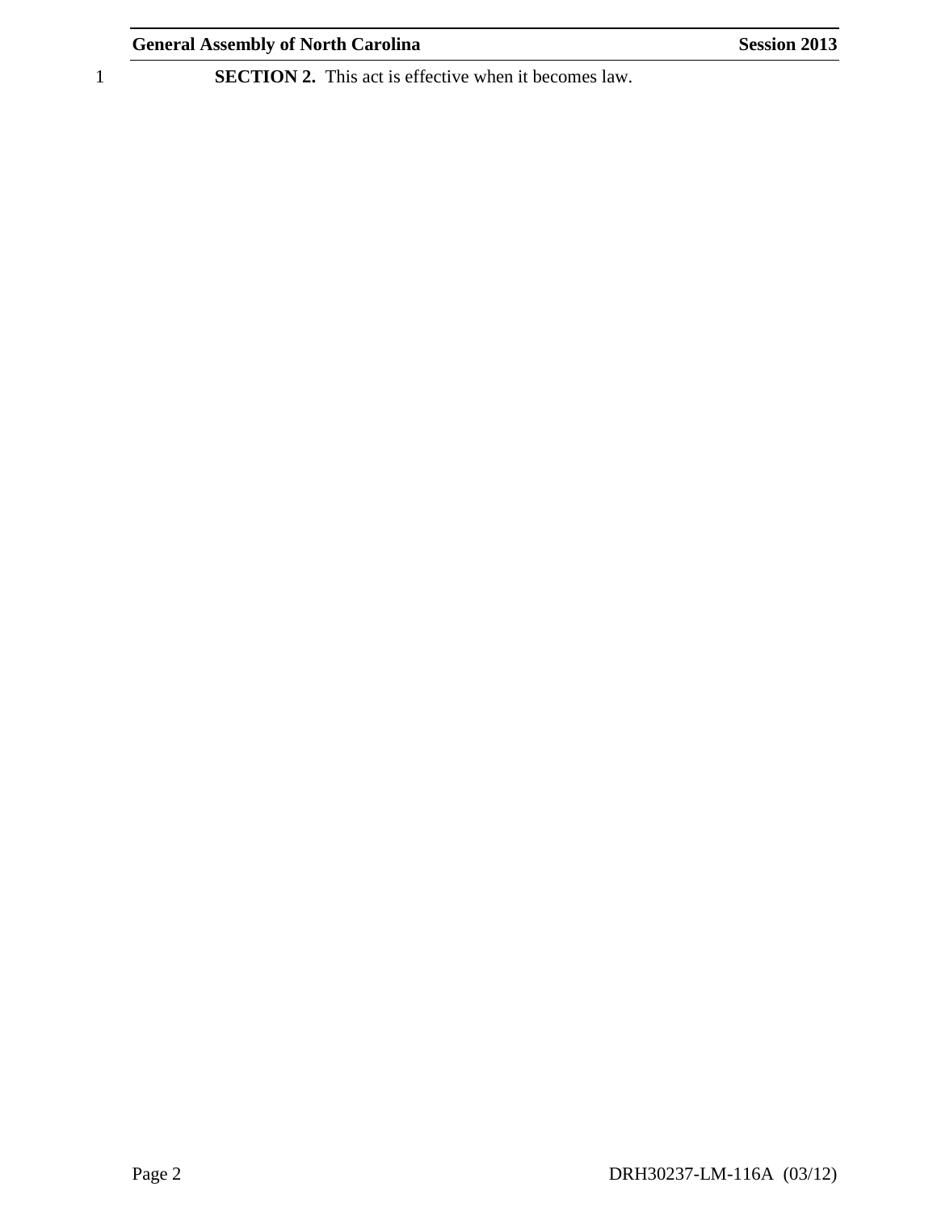**SECTION 2.** This act is effective when it becomes law.